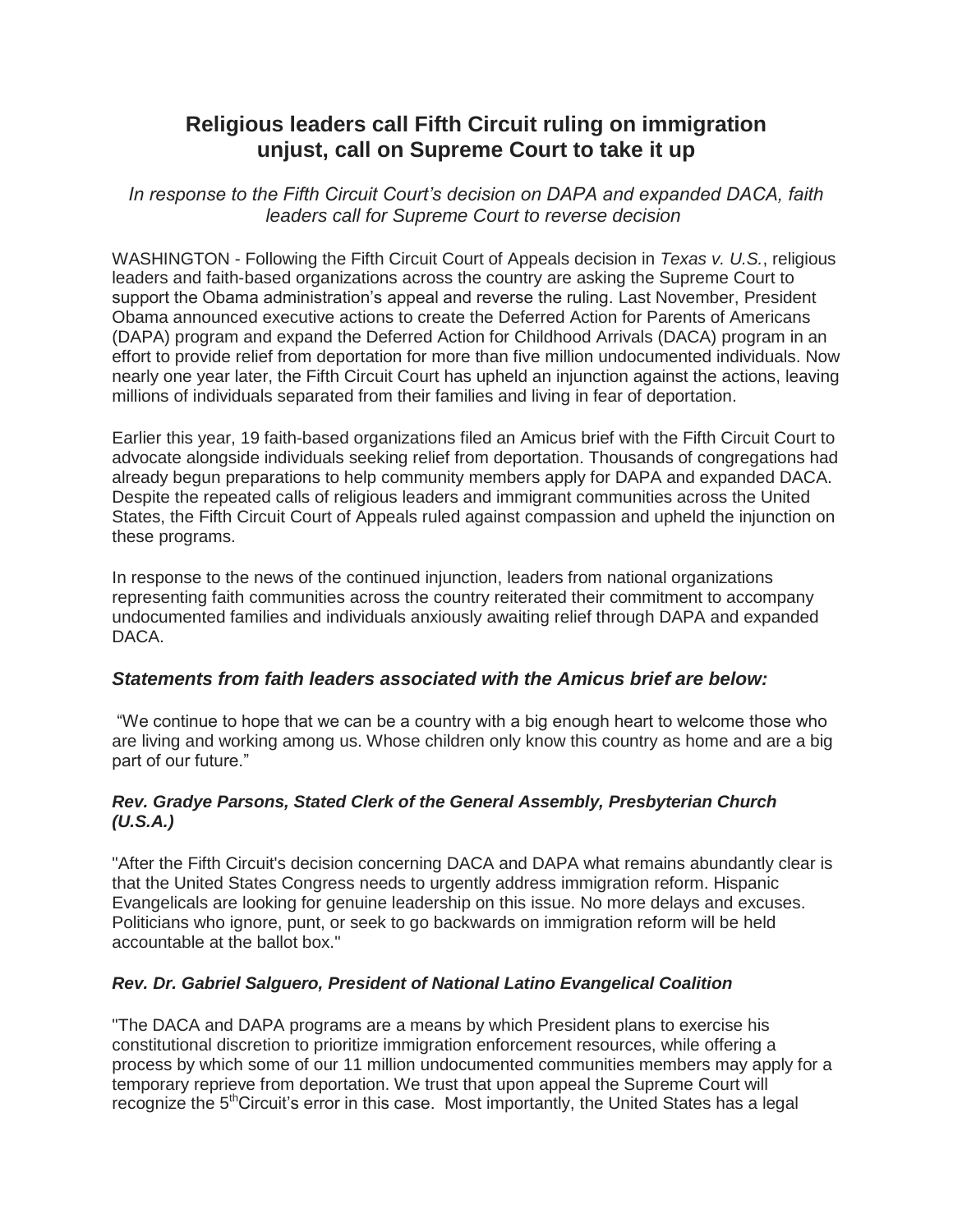# Religious leaders call Fifth Circuit ruling on immigration unjust, call on Supreme Court to take it up

*In response to the Fifth Circuit Court's decision on DAPA and expanded DACA, faith leaders call for Supreme Court to reverse decision*

WASHINGTON - Following the Fifth Circuit Court of Appeals decision in *Texas v. U.S.*, religious leaders and faith-based organizations across the country are asking the Supreme Court to support the Obama administration's appeal and reverse the ruling. Last November, President Obama announced executive actions to create the Deferred Action for Parents of Americans (DAPA) program and expand the Deferred Action for Childhood Arrivals (DACA) program in an effort to provide relief from deportation for more than five million undocumented individuals. Now nearly one year later, the Fifth Circuit Court has upheld an injunction against the actions, leaving millions of individuals separated from their families and living in fear of deportation.

Earlier this year, 19 faith-based organizations filed an Amicus brief with the Fifth Circuit Court to advocate alongside individuals seeking relief from deportation. Thousands of congregations had already begun preparations to help community members apply for DAPA and expanded DACA. Despite the repeated calls of religious leaders and immigrant communities across the United States, the Fifth Circuit Court of Appeals ruled against compassion and upheld the injunction on these programs.

In response to the news of the continued injunction, leaders from national organizations representing faith communities across the country reiterated their commitment to accompany undocumented families and individuals anxiously awaiting relief through DAPA and expanded DACA.

### *Statements from faith leaders associated with the Amicus brief are below:*

"We continue to hope that we can be a country with a big enough heart to welcome those who are living and working among us. Whose children only know this country as home and are a big part of our future."

***Rev. Gradye Parsons, Stated Clerk of the General Assembly, Presbyterian Church (U.S.A.)***

"After the Fifth Circuit's decision concerning DACA and DAPA what remains abundantly clear is that the United States Congress needs to urgently address immigration reform. Hispanic Evangelicals are looking for genuine leadership on this issue. No more delays and excuses. Politicians who ignore, punt, or seek to go backwards on immigration reform will be held accountable at the ballot box."

***Rev. Dr. Gabriel Salguero, President of National Latino Evangelical Coalition***

"The DACA and DAPA programs are a means by which President plans to exercise his constitutional discretion to prioritize immigration enforcement resources, while offering a process by which some of our 11 million undocumented communities members may apply for a temporary reprieve from deportation. We trust that upon appeal the Supreme Court will recognize the 5th Circuit's error in this case. Most importantly, the United States has a legal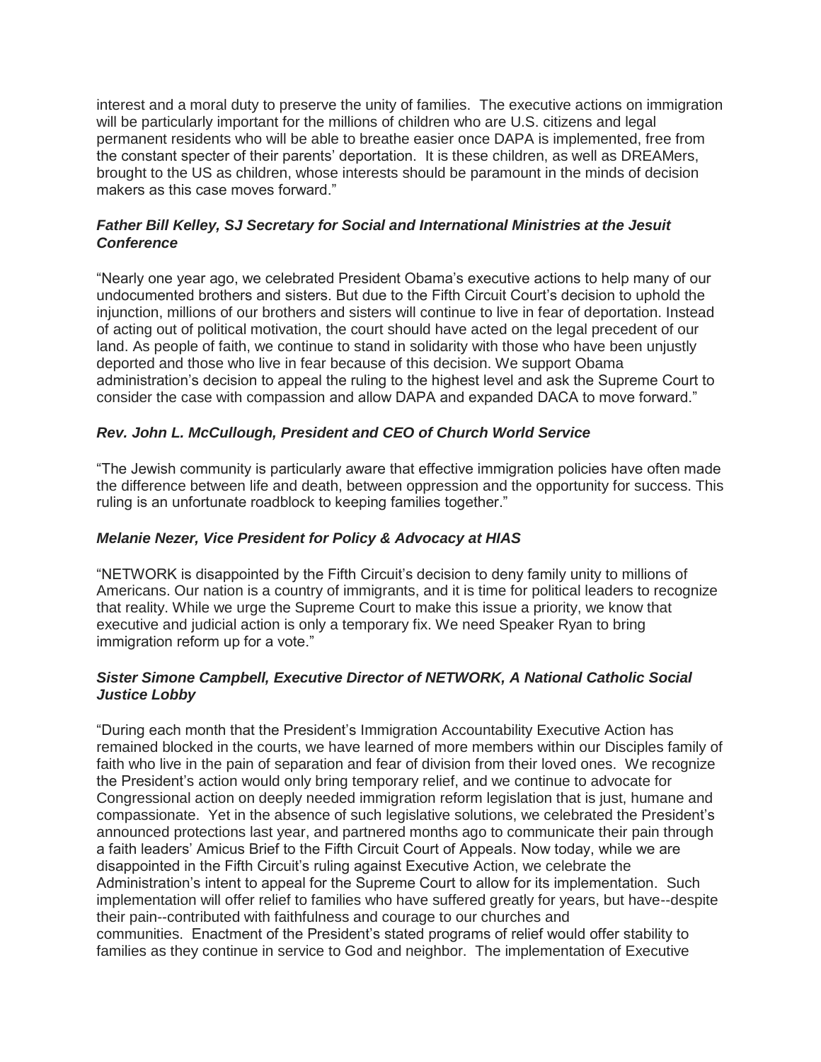interest and a moral duty to preserve the unity of families. The executive actions on immigration will be particularly important for the millions of children who are U.S. citizens and legal permanent residents who will be able to breathe easier once DAPA is implemented, free from the constant specter of their parents' deportation. It is these children, as well as DREAMers, brought to the US as children, whose interests should be paramount in the minds of decision makers as this case moves forward."

***Father Bill Kelley, SJ Secretary for Social and International Ministries at the Jesuit Conference***

"Nearly one year ago, we celebrated President Obama's executive actions to help many of our undocumented brothers and sisters. But due to the Fifth Circuit Court's decision to uphold the injunction, millions of our brothers and sisters will continue to live in fear of deportation. Instead of acting out of political motivation, the court should have acted on the legal precedent of our land. As people of faith, we continue to stand in solidarity with those who have been unjustly deported and those who live in fear because of this decision. We support Obama administration's decision to appeal the ruling to the highest level and ask the Supreme Court to consider the case with compassion and allow DAPA and expanded DACA to move forward."

***Rev. John L. McCullough, President and CEO of Church World Service***

"The Jewish community is particularly aware that effective immigration policies have often made the difference between life and death, between oppression and the opportunity for success. This ruling is an unfortunate roadblock to keeping families together."

***Melanie Nezer, Vice President for Policy & Advocacy at HIAS***

"NETWORK is disappointed by the Fifth Circuit's decision to deny family unity to millions of Americans. Our nation is a country of immigrants, and it is time for political leaders to recognize that reality. While we urge the Supreme Court to make this issue a priority, we know that executive and judicial action is only a temporary fix. We need Speaker Ryan to bring immigration reform up for a vote."

***Sister Simone Campbell, Executive Director of NETWORK, A National Catholic Social Justice Lobby***

"During each month that the President's Immigration Accountability Executive Action has remained blocked in the courts, we have learned of more members within our Disciples family of faith who live in the pain of separation and fear of division from their loved ones. We recognize the President's action would only bring temporary relief, and we continue to advocate for Congressional action on deeply needed immigration reform legislation that is just, humane and compassionate. Yet in the absence of such legislative solutions, we celebrated the President's announced protections last year, and partnered months ago to communicate their pain through a faith leaders' Amicus Brief to the Fifth Circuit Court of Appeals. Now today, while we are disappointed in the Fifth Circuit's ruling against Executive Action, we celebrate the Administration's intent to appeal for the Supreme Court to allow for its implementation. Such implementation will offer relief to families who have suffered greatly for years, but have--despite their pain--contributed with faithfulness and courage to our churches and communities. Enactment of the President's stated programs of relief would offer stability to families as they continue in service to God and neighbor. The implementation of Executive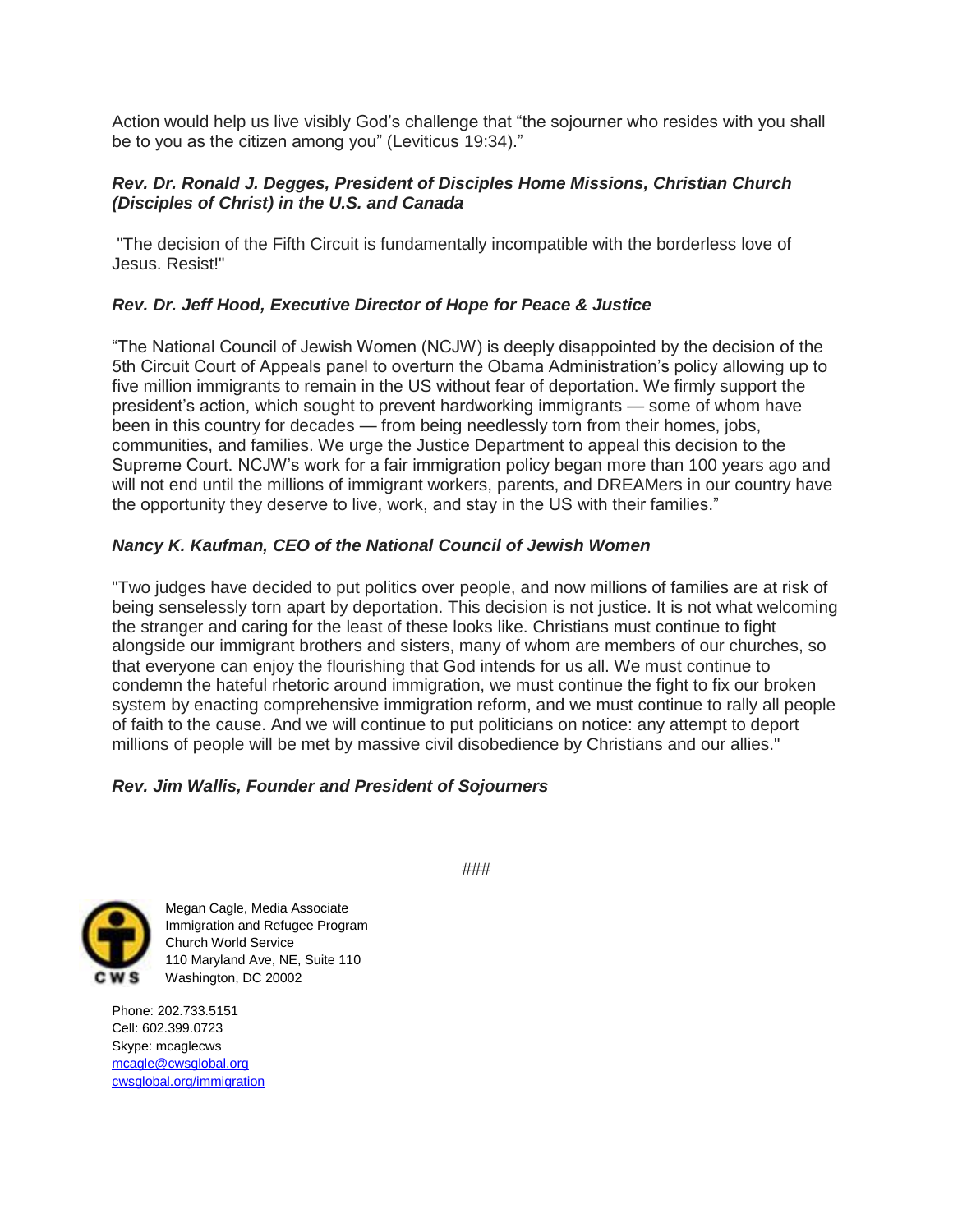Action would help us live visibly God's challenge that "the sojourner who resides with you shall be to you as the citizen among you" (Leviticus 19:34)."

***Rev. Dr. Ronald J. Degges, President of Disciples Home Missions, Christian Church (Disciples of Christ) in the U.S. and Canada***

"The decision of the Fifth Circuit is fundamentally incompatible with the borderless love of Jesus. Resist!"

***Rev. Dr. Jeff Hood, Executive Director of Hope for Peace & Justice***

"The National Council of Jewish Women (NCJW) is deeply disappointed by the decision of the 5th Circuit Court of Appeals panel to overturn the Obama Administration's policy allowing up to five million immigrants to remain in the US without fear of deportation. We firmly support the president's action, which sought to prevent hardworking immigrants — some of whom have been in this country for decades — from being needlessly torn from their homes, jobs, communities, and families. We urge the Justice Department to appeal this decision to the Supreme Court. NCJW's work for a fair immigration policy began more than 100 years ago and will not end until the millions of immigrant workers, parents, and DREAMers in our country have the opportunity they deserve to live, work, and stay in the US with their families."

***Nancy K. Kaufman, CEO of the National Council of Jewish Women***

"Two judges have decided to put politics over people, and now millions of families are at risk of being senselessly torn apart by deportation. This decision is not justice. It is not what welcoming the stranger and caring for the least of these looks like. Christians must continue to fight alongside our immigrant brothers and sisters, many of whom are members of our churches, so that everyone can enjoy the flourishing that God intends for us all. We must continue to condemn the hateful rhetoric around immigration, we must continue the fight to fix our broken system by enacting comprehensive immigration reform, and we must continue to rally all people of faith to the cause. And we will continue to put politicians on notice: any attempt to deport millions of people will be met by massive civil disobedience by Christians and our allies."

***Rev. Jim Wallis, Founder and President of Sojourners***

###

Megan Cagle, Media Associate
Immigration and Refugee Program
Church World Service
110 Maryland Ave, NE, Suite 110
Washington, DC 20002

Phone: 202.733.5151
Cell: 602.399.0723
Skype: mcaglecws
mcagle@cwsglobal.org
cwsglobal.org/immigration